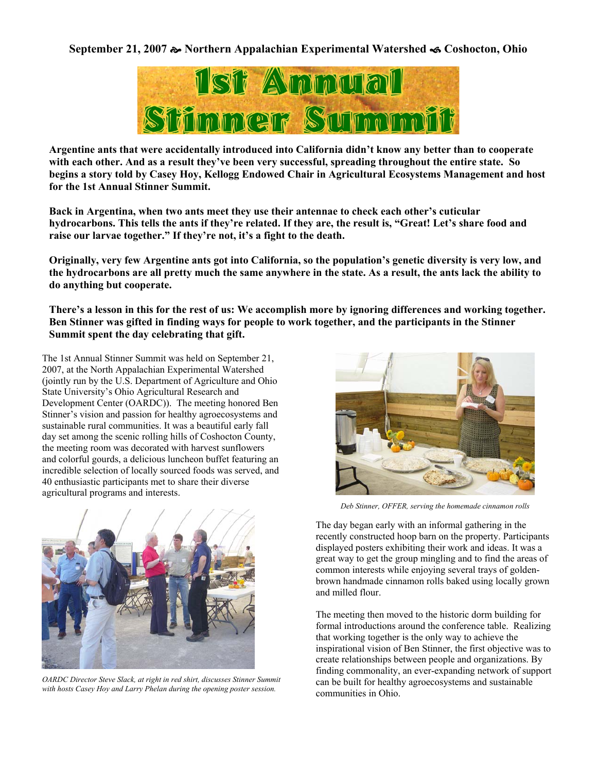**September 21, 2007 ❧ Northern Appalachian Experimental Watershed ❧ Coshocton, Ohio**

# 1st Annual Stinner Summit

**Argentine ants that were accidentally introduced into California didn't know any better than to cooperate with each other. And as a result they've been very successful, spreading throughout the entire state. So begins a story told by Casey Hoy, Kellogg Endowed Chair in Agricultural Ecosystems Management and host for the 1st Annual Stinner Summit.**

**Back in Argentina, when two ants meet they use their antennae to check each other's cuticular hydrocarbons. This tells the ants if they're related. If they are, the result is, "Great! Let's share food and raise our larvae together." If they're not, it's a fight to the death.**

**Originally, very few Argentine ants got into California, so the population's genetic diversity is very low, and the hydrocarbons are all pretty much the same anywhere in the state. As a result, the ants lack the ability to do anything but cooperate.**

**There's a lesson in this for the rest of us: We accomplish more by ignoring differences and working together. Ben Stinner was gifted in finding ways for people to work together, and the participants in the Stinner Summit spent the day celebrating that gift.**

The 1st Annual Stinner Summit was held on September 21, 2007, at the North Appalachian Experimental Watershed (jointly run by the U.S. Department of Agriculture and Ohio State University's Ohio Agricultural Research and Development Center (OARDC)). The meeting honored Ben Stinner's vision and passion for healthy agroecosystems and sustainable rural communities. It was a beautiful early fall day set among the scenic rolling hills of Coshocton County, the meeting room was decorated with harvest sunflowers and colorful gourds, a delicious luncheon buffet featuring an incredible selection of locally sourced foods was served, and 40 enthusiastic participants met to share their diverse agricultural programs and interests.

*OARDC Director Steve Slack, at right in red shirt, discusses Stinner Summit with hosts Casey Hoy and Larry Phelan during the opening poster session.*

*Deb Stinner, OFFER, serving the homemade cinnamon rolls*

The day began early with an informal gathering in the recently constructed hoop barn on the property. Participants displayed posters exhibiting their work and ideas. It was a great way to get the group mingling and to find the areas of common interests while enjoying several trays of golden-brown handmade cinnamon rolls baked using locally grown and milled flour.

The meeting then moved to the historic dorm building for formal introductions around the conference table. Realizing that working together is the only way to achieve the inspirational vision of Ben Stinner, the first objective was to create relationships between people and organizations. By finding commonality, an ever-expanding network of support can be built for healthy agroecosystems and sustainable communities in Ohio.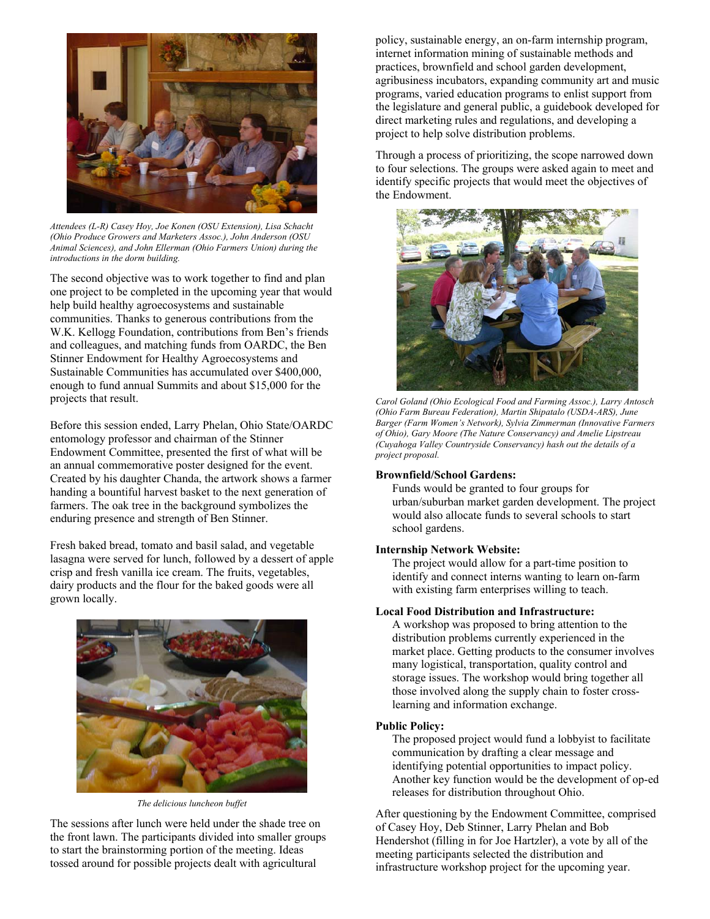*Attendees (L-R) Casey Hoy, Joe Konen (OSU Extension), Lisa Schacht (Ohio Produce Growers and Marketers Assoc.), John Anderson (OSU Animal Sciences), and John Ellerman (Ohio Farmers Union) during the introductions in the dorm building.*

The second objective was to work together to find and plan one project to be completed in the upcoming year that would help build healthy agroecosystems and sustainable communities. Thanks to generous contributions from the W.K. Kellogg Foundation, contributions from Ben's friends and colleagues, and matching funds from OARDC, the Ben Stinner Endowment for Healthy Agroecosystems and Sustainable Communities has accumulated over $400,000, enough to fund annual Summits and about $15,000 for the projects that result.

Before this session ended, Larry Phelan, Ohio State/OARDC entomology professor and chairman of the Stinner Endowment Committee, presented the first of what will be an annual commemorative poster designed for the event. Created by his daughter Chanda, the artwork shows a farmer handing a bountiful harvest basket to the next generation of farmers. The oak tree in the background symbolizes the enduring presence and strength of Ben Stinner.

Fresh baked bread, tomato and basil salad, and vegetable lasagna were served for lunch, followed by a dessert of apple crisp and fresh vanilla ice cream. The fruits, vegetables, dairy products and the flour for the baked goods were all grown locally.

*The delicious luncheon buffet*

The sessions after lunch were held under the shade tree on the front lawn. The participants divided into smaller groups to start the brainstorming portion of the meeting. Ideas tossed around for possible projects dealt with agricultural policy, sustainable energy, an on-farm internship program, internet information mining of sustainable methods and practices, brownfield and school garden development, agribusiness incubators, expanding community art and music programs, varied education programs to enlist support from the legislature and general public, a guidebook developed for direct marketing rules and regulations, and developing a project to help solve distribution problems.

Through a process of prioritizing, the scope narrowed down to four selections. The groups were asked again to meet and identify specific projects that would meet the objectives of the Endowment.

*Carol Goland (Ohio Ecological Food and Farming Assoc.), Larry Antosch (Ohio Farm Bureau Federation), Martin Shipitalo (USDA-ARS), June Barger (Farm Women's Network), Sylvia Zimmerman (Innovative Farmers of Ohio), Gary Moore (The Nature Conservancy) and Amelie Lipstreau (Cuyahoga Valley Countryside Conservancy) hash out the details of a project proposal.*

**Brownfield/School Gardens:**
Funds would be granted to four groups for urban/suburban market garden development. The project would also allocate funds to several schools to start school gardens.

**Internship Network Website:**
The project would allow for a part-time position to identify and connect interns wanting to learn on-farm with existing farm enterprises willing to teach.

**Local Food Distribution and Infrastructure:**
A workshop was proposed to bring attention to the distribution problems currently experienced in the market place. Getting products to the consumer involves many logistical, transportation, quality control and storage issues. The workshop would bring together all those involved along the supply chain to foster cross-learning and information exchange.

**Public Policy:**
The proposed project would fund a lobbyist to facilitate communication by drafting a clear message and identifying potential opportunities to impact policy. Another key function would be the development of op-ed releases for distribution throughout Ohio.

After questioning by the Endowment Committee, comprised of Casey Hoy, Deb Stinner, Larry Phelan and Bob Hendershot (filling in for Joe Hartzler), a vote by all of the meeting participants selected the distribution and infrastructure workshop project for the upcoming year.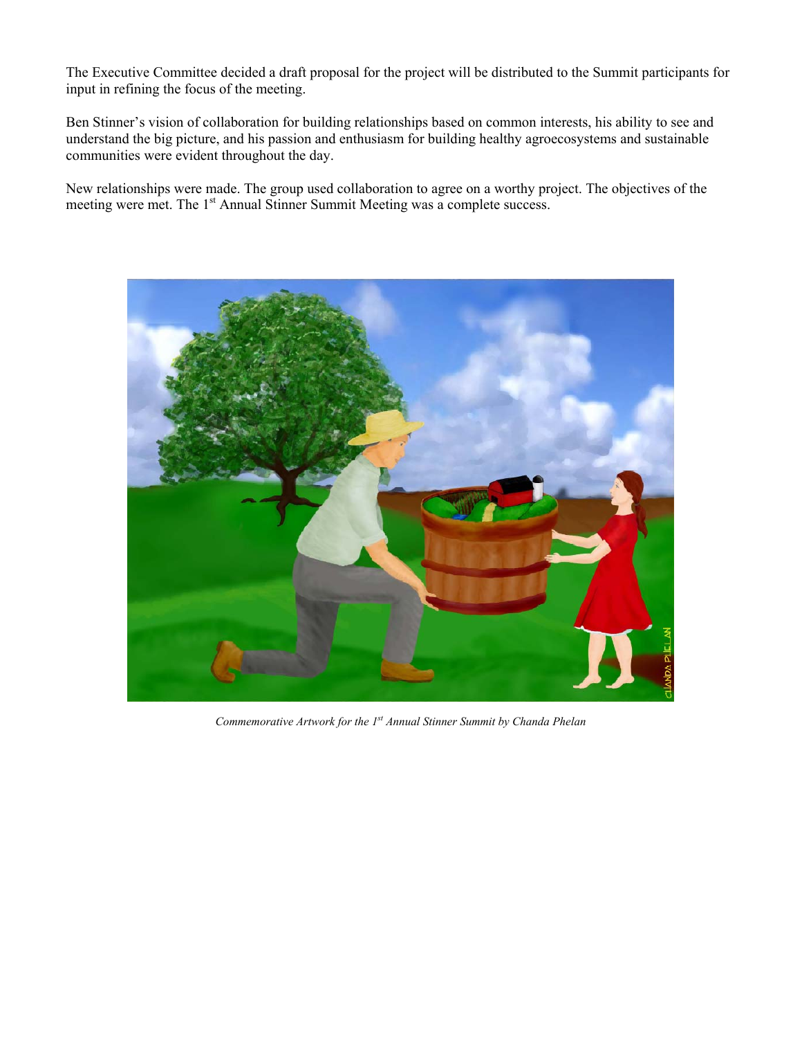The Executive Committee decided a draft proposal for the project will be distributed to the Summit participants for input in refining the focus of the meeting.

Ben Stinner's vision of collaboration for building relationships based on common interests, his ability to see and understand the big picture, and his passion and enthusiasm for building healthy agroecosystems and sustainable communities were evident throughout the day.

New relationships were made. The group used collaboration to agree on a worthy project. The objectives of the meeting were met. The 1st Annual Stinner Summit Meeting was a complete success.

*Commemorative Artwork for the 1st Annual Stinner Summit by Chanda Phelan*